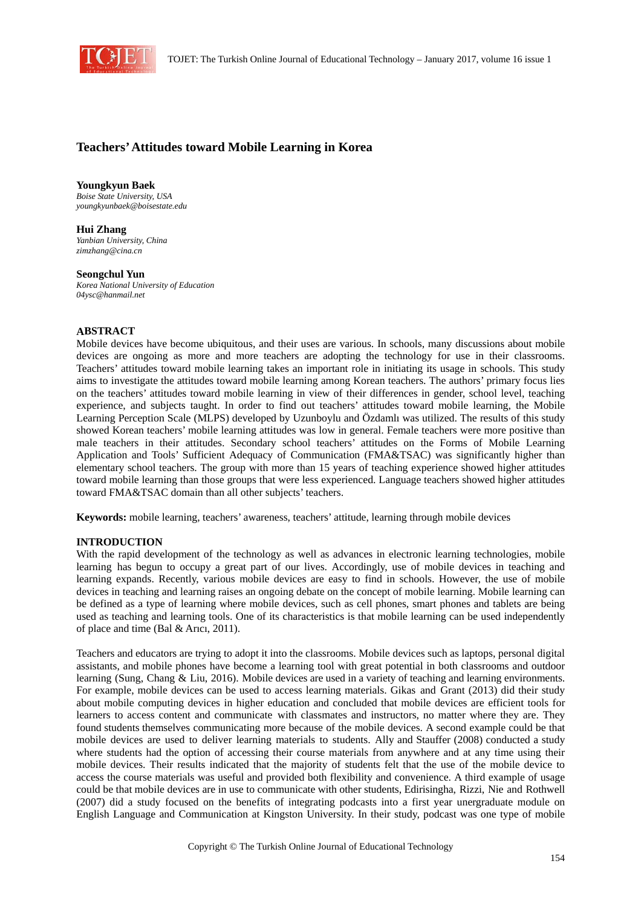# Teachers' Attitudes toward Mobile Learning in Korea

**Youngkyun Baek**
*Boise State University, USA*
*youngkyunbaek@boisestate.edu*

**Hui Zhang**
*Yanbian University, China*
*zimzhang@cina.cn*

**Seongchul Yun**
*Korea National University of Education*
*04ysc@hanmail.net*

## ABSTRACT

Mobile devices have become ubiquitous, and their uses are various. In schools, many discussions about mobile devices are ongoing as more and more teachers are adopting the technology for use in their classrooms. Teachers' attitudes toward mobile learning takes an important role in initiating its usage in schools. This study aims to investigate the attitudes toward mobile learning among Korean teachers. The authors' primary focus lies on the teachers' attitudes toward mobile learning in view of their differences in gender, school level, teaching experience, and subjects taught. In order to find out teachers' attitudes toward mobile learning, the Mobile Learning Perception Scale (MLPS) developed by Uzunboylu and Özdamlı was utilized. The results of this study showed Korean teachers' mobile learning attitudes was low in general. Female teachers were more positive than male teachers in their attitudes. Secondary school teachers' attitudes on the Forms of Mobile Learning Application and Tools' Sufficient Adequacy of Communication (FMA&TSAC) was significantly higher than elementary school teachers. The group with more than 15 years of teaching experience showed higher attitudes toward mobile learning than those groups that were less experienced. Language teachers showed higher attitudes toward FMA&TSAC domain than all other subjects' teachers.

**Keywords:** mobile learning, teachers' awareness, teachers' attitude, learning through mobile devices

## INTRODUCTION

With the rapid development of the technology as well as advances in electronic learning technologies, mobile learning has begun to occupy a great part of our lives. Accordingly, use of mobile devices in teaching and learning expands. Recently, various mobile devices are easy to find in schools. However, the use of mobile devices in teaching and learning raises an ongoing debate on the concept of mobile learning. Mobile learning can be defined as a type of learning where mobile devices, such as cell phones, smart phones and tablets are being used as teaching and learning tools. One of its characteristics is that mobile learning can be used independently of place and time (Bal & Arıcı, 2011).

Teachers and educators are trying to adopt it into the classrooms. Mobile devices such as laptops, personal digital assistants, and mobile phones have become a learning tool with great potential in both classrooms and outdoor learning (Sung, Chang & Liu, 2016). Mobile devices are used in a variety of teaching and learning environments. For example, mobile devices can be used to access learning materials. Gikas and Grant (2013) did their study about mobile computing devices in higher education and concluded that mobile devices are efficient tools for learners to access content and communicate with classmates and instructors, no matter where they are. They found students themselves communicating more because of the mobile devices. A second example could be that mobile devices are used to deliver learning materials to students. Ally and Stauffer (2008) conducted a study where students had the option of accessing their course materials from anywhere and at any time using their mobile devices. Their results indicated that the majority of students felt that the use of the mobile device to access the course materials was useful and provided both flexibility and convenience. A third example of usage could be that mobile devices are in use to communicate with other students, Edirisingha, Rizzi, Nie and Rothwell (2007) did a study focused on the benefits of integrating podcasts into a first year unergraduate module on English Language and Communication at Kingston University. In their study, podcast was one type of mobile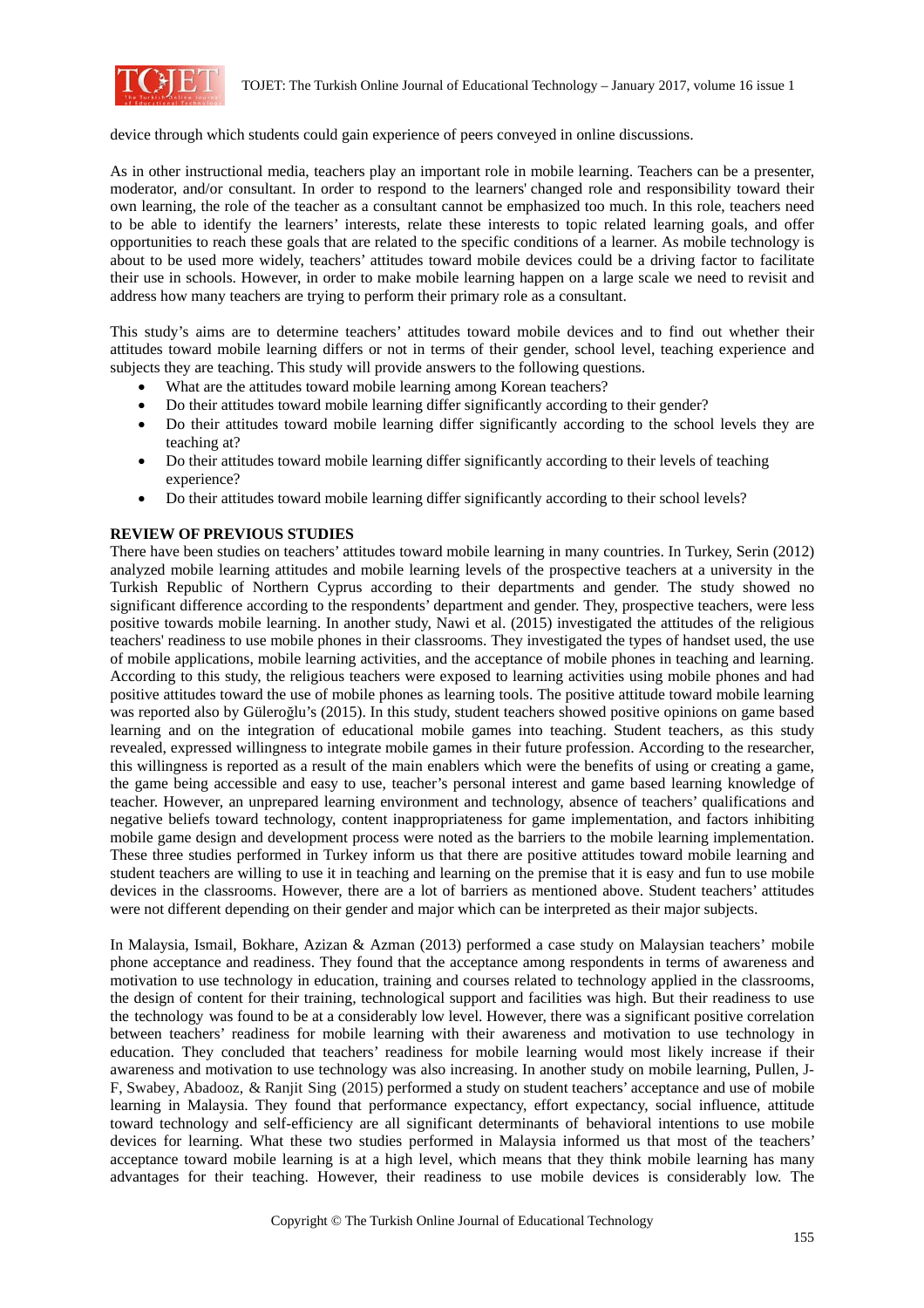device through which students could gain experience of peers conveyed in online discussions.

As in other instructional media, teachers play an important role in mobile learning. Teachers can be a presenter, moderator, and/or consultant. In order to respond to the learners' changed role and responsibility toward their own learning, the role of the teacher as a consultant cannot be emphasized too much. In this role, teachers need to be able to identify the learners' interests, relate these interests to topic related learning goals, and offer opportunities to reach these goals that are related to the specific conditions of a learner. As mobile technology is about to be used more widely, teachers' attitudes toward mobile devices could be a driving factor to facilitate their use in schools. However, in order to make mobile learning happen on a large scale we need to revisit and address how many teachers are trying to perform their primary role as a consultant.

This study's aims are to determine teachers' attitudes toward mobile devices and to find out whether their attitudes toward mobile learning differs or not in terms of their gender, school level, teaching experience and subjects they are teaching. This study will provide answers to the following questions.

- What are the attitudes toward mobile learning among Korean teachers?
- Do their attitudes toward mobile learning differ significantly according to their gender?
- Do their attitudes toward mobile learning differ significantly according to the school levels they are teaching at?
- Do their attitudes toward mobile learning differ significantly according to their levels of teaching experience?
- Do their attitudes toward mobile learning differ significantly according to their school levels?

## REVIEW OF PREVIOUS STUDIES

There have been studies on teachers' attitudes toward mobile learning in many countries. In Turkey, Serin (2012) analyzed mobile learning attitudes and mobile learning levels of the prospective teachers at a university in the Turkish Republic of Northern Cyprus according to their departments and gender. The study showed no significant difference according to the respondents' department and gender. They, prospective teachers, were less positive towards mobile learning. In another study, Nawi et al. (2015) investigated the attitudes of the religious teachers' readiness to use mobile phones in their classrooms. They investigated the types of handset used, the use of mobile applications, mobile learning activities, and the acceptance of mobile phones in teaching and learning. According to this study, the religious teachers were exposed to learning activities using mobile phones and had positive attitudes toward the use of mobile phones as learning tools. The positive attitude toward mobile learning was reported also by Güleroğlu's (2015). In this study, student teachers showed positive opinions on game based learning and on the integration of educational mobile games into teaching. Student teachers, as this study revealed, expressed willingness to integrate mobile games in their future profession. According to the researcher, this willingness is reported as a result of the main enablers which were the benefits of using or creating a game, the game being accessible and easy to use, teacher's personal interest and game based learning knowledge of teacher. However, an unprepared learning environment and technology, absence of teachers' qualifications and negative beliefs toward technology, content inappropriateness for game implementation, and factors inhibiting mobile game design and development process were noted as the barriers to the mobile learning implementation. These three studies performed in Turkey inform us that there are positive attitudes toward mobile learning and student teachers are willing to use it in teaching and learning on the premise that it is easy and fun to use mobile devices in the classrooms. However, there are a lot of barriers as mentioned above. Student teachers' attitudes were not different depending on their gender and major which can be interpreted as their major subjects.

In Malaysia, Ismail, Bokhare, Azizan & Azman (2013) performed a case study on Malaysian teachers' mobile phone acceptance and readiness. They found that the acceptance among respondents in terms of awareness and motivation to use technology in education, training and courses related to technology applied in the classrooms, the design of content for their training, technological support and facilities was high. But their readiness to use the technology was found to be at a considerably low level. However, there was a significant positive correlation between teachers' readiness for mobile learning with their awareness and motivation to use technology in education. They concluded that teachers' readiness for mobile learning would most likely increase if their awareness and motivation to use technology was also increasing. In another study on mobile learning, Pullen, J-F, Swabey, Abadooz, & Ranjit Sing (2015) performed a study on student teachers' acceptance and use of mobile learning in Malaysia. They found that performance expectancy, effort expectancy, social influence, attitude toward technology and self-efficiency are all significant determinants of behavioral intentions to use mobile devices for learning. What these two studies performed in Malaysia informed us that most of the teachers' acceptance toward mobile learning is at a high level, which means that they think mobile learning has many advantages for their teaching. However, their readiness to use mobile devices is considerably low. The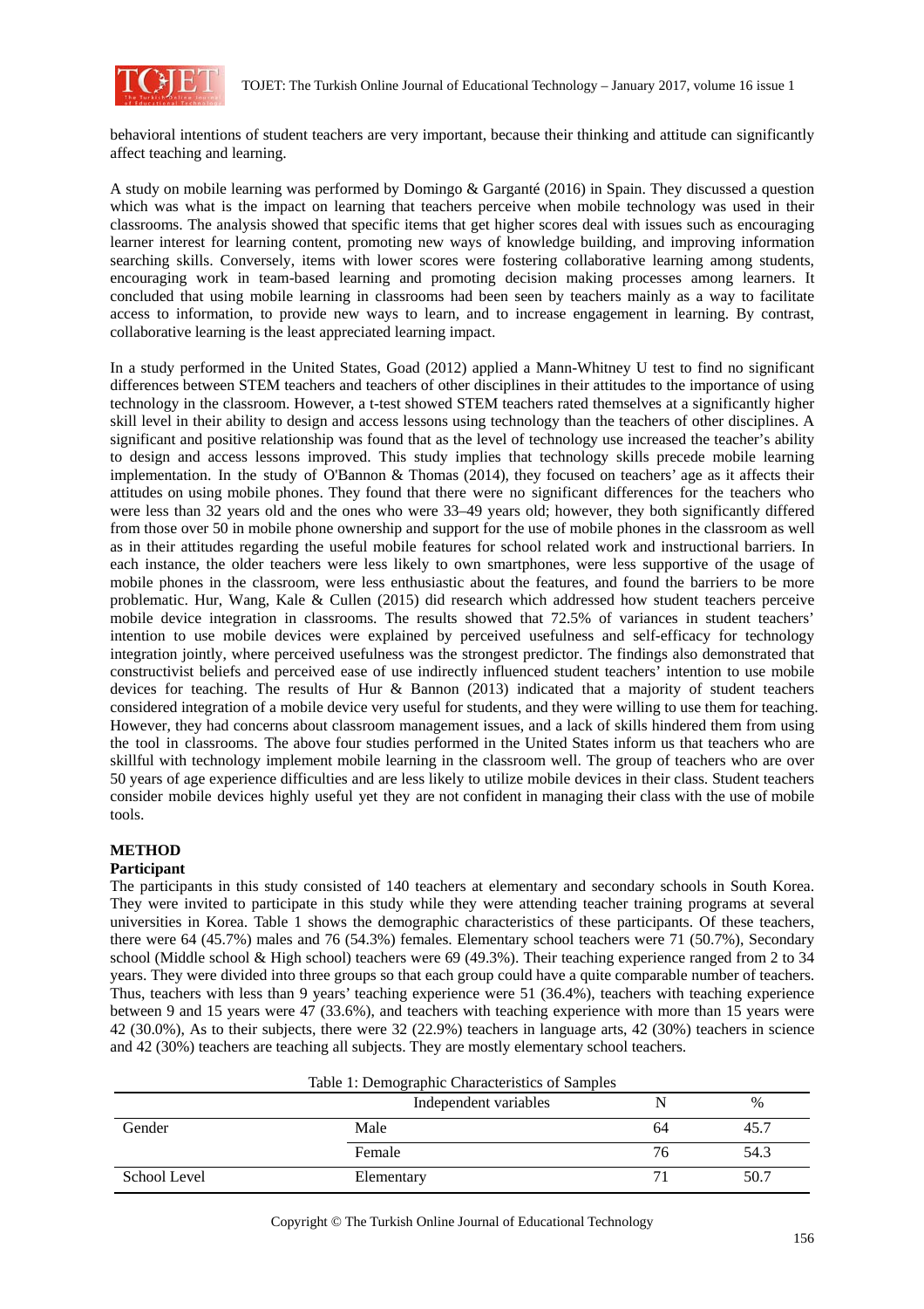behavioral intentions of student teachers are very important, because their thinking and attitude can significantly affect teaching and learning.

A study on mobile learning was performed by Domingo & Garganté (2016) in Spain. They discussed a question which was what is the impact on learning that teachers perceive when mobile technology was used in their classrooms. The analysis showed that specific items that get higher scores deal with issues such as encouraging learner interest for learning content, promoting new ways of knowledge building, and improving information searching skills. Conversely, items with lower scores were fostering collaborative learning among students, encouraging work in team-based learning and promoting decision making processes among learners. It concluded that using mobile learning in classrooms had been seen by teachers mainly as a way to facilitate access to information, to provide new ways to learn, and to increase engagement in learning. By contrast, collaborative learning is the least appreciated learning impact.

In a study performed in the United States, Goad (2012) applied a Mann-Whitney U test to find no significant differences between STEM teachers and teachers of other disciplines in their attitudes to the importance of using technology in the classroom. However, a t-test showed STEM teachers rated themselves at a significantly higher skill level in their ability to design and access lessons using technology than the teachers of other disciplines. A significant and positive relationship was found that as the level of technology use increased the teacher's ability to design and access lessons improved. This study implies that technology skills precede mobile learning implementation. In the study of O'Bannon & Thomas (2014), they focused on teachers' age as it affects their attitudes on using mobile phones. They found that there were no significant differences for the teachers who were less than 32 years old and the ones who were 33–49 years old; however, they both significantly differed from those over 50 in mobile phone ownership and support for the use of mobile phones in the classroom as well as in their attitudes regarding the useful mobile features for school related work and instructional barriers. In each instance, the older teachers were less likely to own smartphones, were less supportive of the usage of mobile phones in the classroom, were less enthusiastic about the features, and found the barriers to be more problematic. Hur, Wang, Kale & Cullen (2015) did research which addressed how student teachers perceive mobile device integration in classrooms. The results showed that 72.5% of variances in student teachers' intention to use mobile devices were explained by perceived usefulness and self-efficacy for technology integration jointly, where perceived usefulness was the strongest predictor. The findings also demonstrated that constructivist beliefs and perceived ease of use indirectly influenced student teachers' intention to use mobile devices for teaching. The results of Hur & Bannon (2013) indicated that a majority of student teachers considered integration of a mobile device very useful for students, and they were willing to use them for teaching. However, they had concerns about classroom management issues, and a lack of skills hindered them from using the tool in classrooms. The above four studies performed in the United States inform us that teachers who are skillful with technology implement mobile learning in the classroom well. The group of teachers who are over 50 years of age experience difficulties and are less likely to utilize mobile devices in their class. Student teachers consider mobile devices highly useful yet they are not confident in managing their class with the use of mobile tools.

## METHOD

### Participant

The participants in this study consisted of 140 teachers at elementary and secondary schools in South Korea. They were invited to participate in this study while they were attending teacher training programs at several universities in Korea. Table 1 shows the demographic characteristics of these participants. Of these teachers, there were 64 (45.7%) males and 76 (54.3%) females. Elementary school teachers were 71 (50.7%), Secondary school (Middle school & High school) teachers were 69 (49.3%). Their teaching experience ranged from 2 to 34 years. They were divided into three groups so that each group could have a quite comparable number of teachers. Thus, teachers with less than 9 years' teaching experience were 51 (36.4%), teachers with teaching experience between 9 and 15 years were 47 (33.6%), and teachers with teaching experience with more than 15 years were 42 (30.0%), As to their subjects, there were 32 (22.9%) teachers in language arts, 42 (30%) teachers in science and 42 (30%) teachers are teaching all subjects. They are mostly elementary school teachers.

Table 1: Demographic Characteristics of Samples

| | Independent variables | N | % |
|---|---|---|---|
| Gender | Male | 64 | 45.7 |
| | Female | 76 | 54.3 |
| School Level | Elementary | 71 | 50.7 |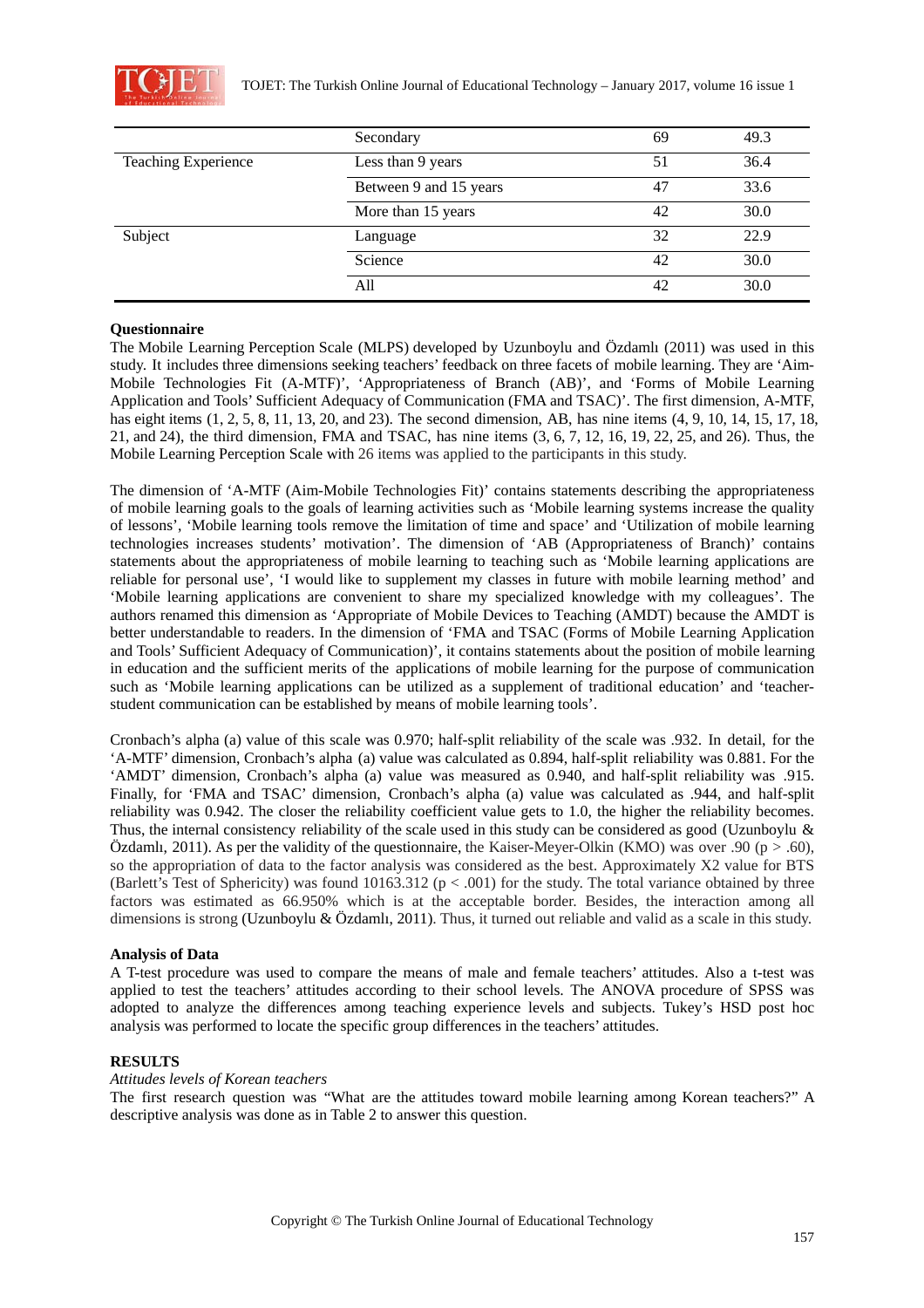| | | | |
|---|---|---|---|
| | Secondary | 69 | 49.3 |
| Teaching Experience | Less than 9 years | 51 | 36.4 |
| | Between 9 and 15 years | 47 | 33.6 |
| | More than 15 years | 42 | 30.0 |
| Subject | Language | 32 | 22.9 |
| | Science | 42 | 30.0 |
| | All | 42 | 30.0 |

**Questionnaire**

The Mobile Learning Perception Scale (MLPS) developed by Uzunboylu and Özdamlı (2011) was used in this study. It includes three dimensions seeking teachers' feedback on three facets of mobile learning. They are 'Aim-Mobile Technologies Fit (A-MTF)', 'Appropriateness of Branch (AB)', and 'Forms of Mobile Learning Application and Tools' Sufficient Adequacy of Communication (FMA and TSAC)'. The first dimension, A-MTF, has eight items (1, 2, 5, 8, 11, 13, 20, and 23). The second dimension, AB, has nine items (4, 9, 10, 14, 15, 17, 18, 21, and 24), the third dimension, FMA and TSAC, has nine items (3, 6, 7, 12, 16, 19, 22, 25, and 26). Thus, the Mobile Learning Perception Scale with 26 items was applied to the participants in this study.

The dimension of 'A-MTF (Aim-Mobile Technologies Fit)' contains statements describing the appropriateness of mobile learning goals to the goals of learning activities such as 'Mobile learning systems increase the quality of lessons', 'Mobile learning tools remove the limitation of time and space' and 'Utilization of mobile learning technologies increases students' motivation'. The dimension of 'AB (Appropriateness of Branch)' contains statements about the appropriateness of mobile learning to teaching such as 'Mobile learning applications are reliable for personal use', 'I would like to supplement my classes in future with mobile learning method' and 'Mobile learning applications are convenient to share my specialized knowledge with my colleagues'. The authors renamed this dimension as 'Appropriate of Mobile Devices to Teaching (AMDT) because the AMDT is better understandable to readers. In the dimension of 'FMA and TSAC (Forms of Mobile Learning Application and Tools' Sufficient Adequacy of Communication)', it contains statements about the position of mobile learning in education and the sufficient merits of the applications of mobile learning for the purpose of communication such as 'Mobile learning applications can be utilized as a supplement of traditional education' and 'teacher-student communication can be established by means of mobile learning tools'.

Cronbach's alpha (a) value of this scale was 0.970; half-split reliability of the scale was .932. In detail, for the 'A-MTF' dimension, Cronbach's alpha (a) value was calculated as 0.894, half-split reliability was 0.881. For the 'AMDT' dimension, Cronbach's alpha (a) value was measured as 0.940, and half-split reliability was .915. Finally, for 'FMA and TSAC' dimension, Cronbach's alpha (a) value was calculated as .944, and half-split reliability was 0.942. The closer the reliability coefficient value gets to 1.0, the higher the reliability becomes. Thus, the internal consistency reliability of the scale used in this study can be considered as good (Uzunboylu & Özdamlı, 2011). As per the validity of the questionnaire, the Kaiser-Meyer-Olkin (KMO) was over .90 ($p > .60$), so the appropriation of data to the factor analysis was considered as the best. Approximately X2 value for BTS (Barlett's Test of Sphericity) was found 10163.312 ($p < .001$) for the study. The total variance obtained by three factors was estimated as 66.950% which is at the acceptable border. Besides, the interaction among all dimensions is strong (Uzunboylu & Özdamlı, 2011). Thus, it turned out reliable and valid as a scale in this study.

**Analysis of Data**

A T-test procedure was used to compare the means of male and female teachers' attitudes. Also a t-test was applied to test the teachers' attitudes according to their school levels. The ANOVA procedure of SPSS was adopted to analyze the differences among teaching experience levels and subjects. Tukey's HSD post hoc analysis was performed to locate the specific group differences in the teachers' attitudes.

**RESULTS**

*Attitudes levels of Korean teachers*

The first research question was "What are the attitudes toward mobile learning among Korean teachers?" A descriptive analysis was done as in Table 2 to answer this question.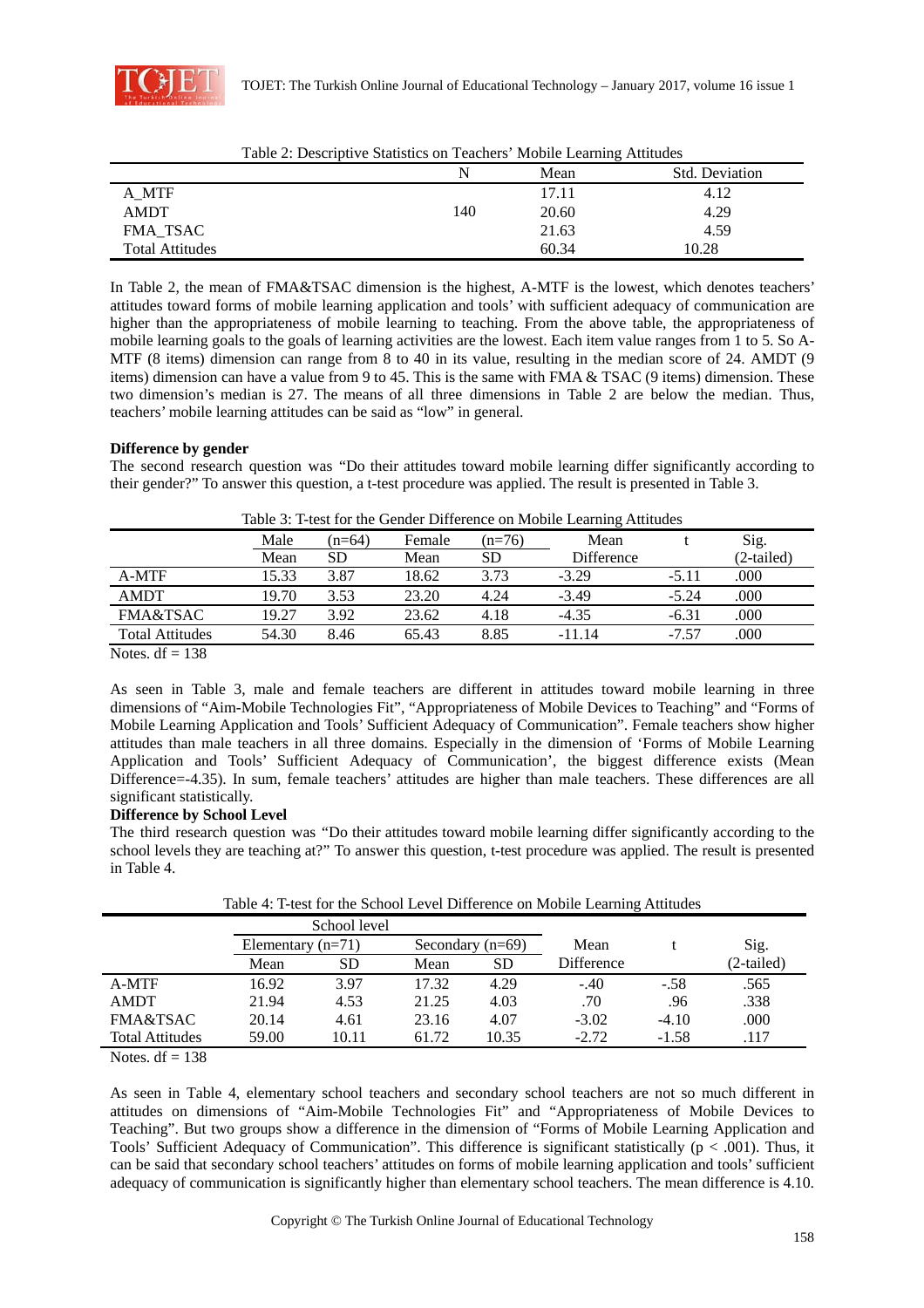Table 2: Descriptive Statistics on Teachers' Mobile Learning Attitudes

| | N | Mean | Std. Deviation |
|---|---|---|---|
| A_MTF | 140 | 17.11 | 4.12 |
| AMDT | | 20.60 | 4.29 |
| FMA_TSAC | | 21.63 | 4.59 |
| Total Attitudes | | 60.34 | 10.28 |

In Table 2, the mean of FMA&TSAC dimension is the highest, A-MTF is the lowest, which denotes teachers' attitudes toward forms of mobile learning application and tools' with sufficient adequacy of communication are higher than the appropriateness of mobile learning to teaching. From the above table, the appropriateness of mobile learning goals to the goals of learning activities are the lowest. Each item value ranges from 1 to 5. So A-MTF (8 items) dimension can range from 8 to 40 in its value, resulting in the median score of 24. AMDT (9 items) dimension can have a value from 9 to 45. This is the same with FMA & TSAC (9 items) dimension. These two dimension's median is 27. The means of all three dimensions in Table 2 are below the median. Thus, teachers' mobile learning attitudes can be said as "low" in general.

**Difference by gender**

The second research question was "Do their attitudes toward mobile learning differ significantly according to their gender?" To answer this question, a t-test procedure was applied. The result is presented in Table 3.

Table 3: T-test for the Gender Difference on Mobile Learning Attitudes

| | Male | (n=64) | Female | (n=76) | Mean | t | Sig. |
|---|---|---|---|---|---|---|---|
| | Mean | SD | Mean | SD | Difference | | (2-tailed) |
| A-MTF | 15.33 | 3.87 | 18.62 | 3.73 | -3.29 | -5.11 | .000 |
| AMDT | 19.70 | 3.53 | 23.20 | 4.24 | -3.49 | -5.24 | .000 |
| FMA&TSAC | 19.27 | 3.92 | 23.62 | 4.18 | -4.35 | -6.31 | .000 |
| Total Attitudes | 54.30 | 8.46 | 65.43 | 8.85 | -11.14 | -7.57 | .000 |

Notes. df = 138

As seen in Table 3, male and female teachers are different in attitudes toward mobile learning in three dimensions of "Aim-Mobile Technologies Fit", "Appropriateness of Mobile Devices to Teaching" and "Forms of Mobile Learning Application and Tools' Sufficient Adequacy of Communication". Female teachers show higher attitudes than male teachers in all three domains. Especially in the dimension of 'Forms of Mobile Learning Application and Tools' Sufficient Adequacy of Communication', the biggest difference exists (Mean Difference=-4.35). In sum, female teachers' attitudes are higher than male teachers. These differences are all significant statistically.

**Difference by School Level**

The third research question was "Do their attitudes toward mobile learning differ significantly according to the school levels they are teaching at?" To answer this question, t-test procedure was applied. The result is presented in Table 4.

Table 4: T-test for the School Level Difference on Mobile Learning Attitudes

| | School level | | | | | | |
|---|---|---|---|---|---|---|---|
| | Elementary (n=71) | | Secondary (n=69) | | Mean | t | Sig. |
| | Mean | SD | Mean | SD | Difference | | (2-tailed) |
| A-MTF | 16.92 | 3.97 | 17.32 | 4.29 | -.40 | -.58 | .565 |
| AMDT | 21.94 | 4.53 | 21.25 | 4.03 | .70 | .96 | .338 |
| FMA&TSAC | 20.14 | 4.61 | 23.16 | 4.07 | -3.02 | -4.10 | .000 |
| Total Attitudes | 59.00 | 10.11 | 61.72 | 10.35 | -2.72 | -1.58 | .117 |

Notes. df = 138

As seen in Table 4, elementary school teachers and secondary school teachers are not so much different in attitudes on dimensions of "Aim-Mobile Technologies Fit" and "Appropriateness of Mobile Devices to Teaching". But two groups show a difference in the dimension of "Forms of Mobile Learning Application and Tools' Sufficient Adequacy of Communication". This difference is significant statistically ($p < .001$). Thus, it can be said that secondary school teachers' attitudes on forms of mobile learning application and tools' sufficient adequacy of communication is significantly higher than elementary school teachers. The mean difference is 4.10.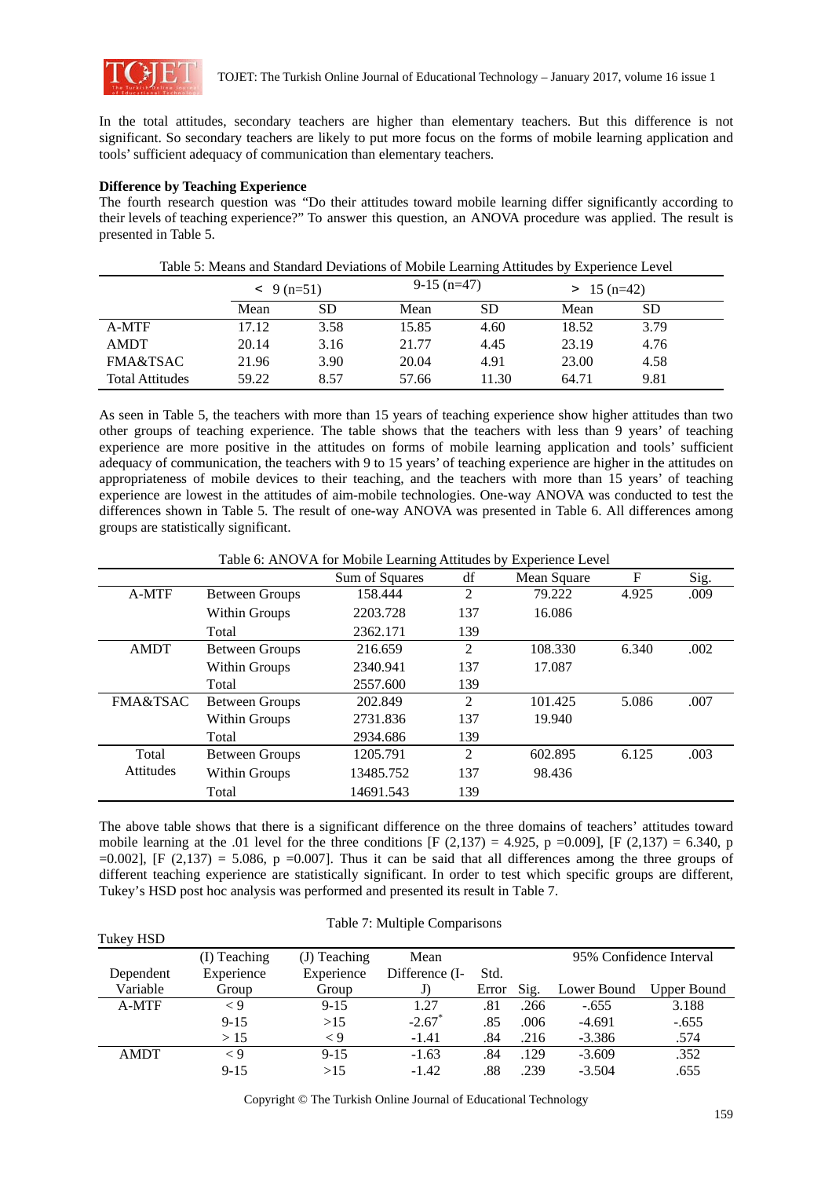In the total attitudes, secondary teachers are higher than elementary teachers. But this difference is not significant. So secondary teachers are likely to put more focus on the forms of mobile learning application and tools' sufficient adequacy of communication than elementary teachers.

**Difference by Teaching Experience**

The fourth research question was "Do their attitudes toward mobile learning differ significantly according to their levels of teaching experience?" To answer this question, an ANOVA procedure was applied. The result is presented in Table 5.

Table 5: Means and Standard Deviations of Mobile Learning Attitudes by Experience Level

| | < 9 (n=51) | | 9-15 (n=47) | | > 15 (n=42) | |
|---|---|---|---|---|---|---|
| | Mean | SD | Mean | SD | Mean | SD |
| A-MTF | 17.12 | 3.58 | 15.85 | 4.60 | 18.52 | 3.79 |
| AMDT | 20.14 | 3.16 | 21.77 | 4.45 | 23.19 | 4.76 |
| FMA&TSAC | 21.96 | 3.90 | 20.04 | 4.91 | 23.00 | 4.58 |
| Total Attitudes | 59.22 | 8.57 | 57.66 | 11.30 | 64.71 | 9.81 |

As seen in Table 5, the teachers with more than 15 years of teaching experience show higher attitudes than two other groups of teaching experience. The table shows that the teachers with less than 9 years' of teaching experience are more positive in the attitudes on forms of mobile learning application and tools' sufficient adequacy of communication, the teachers with 9 to 15 years' of teaching experience are higher in the attitudes on appropriateness of mobile devices to their teaching, and the teachers with more than 15 years' of teaching experience are lowest in the attitudes of aim-mobile technologies. One-way ANOVA was conducted to test the differences shown in Table 5. The result of one-way ANOVA was presented in Table 6. All differences among groups are statistically significant.

Table 6: ANOVA for Mobile Learning Attitudes by Experience Level

| | | Sum of Squares | df | Mean Square | F | Sig. |
|---|---|---|---|---|---|---|
| A-MTF | Between Groups | 158.444 | 2 | 79.222 | 4.925 | .009 |
| | Within Groups | 2203.728 | 137 | 16.086 | | |
| | Total | 2362.171 | 139 | | | |
| AMDT | Between Groups | 216.659 | 2 | 108.330 | 6.340 | .002 |
| | Within Groups | 2340.941 | 137 | 17.087 | | |
| | Total | 2557.600 | 139 | | | |
| FMA&TSAC | Between Groups | 202.849 | 2 | 101.425 | 5.086 | .007 |
| | Within Groups | 2731.836 | 137 | 19.940 | | |
| | Total | 2934.686 | 139 | | | |
| Total Attitudes | Between Groups | 1205.791 | 2 | 602.895 | 6.125 | .003 |
| | Within Groups | 13485.752 | 137 | 98.436 | | |
| | Total | 14691.543 | 139 | | | |

The above table shows that there is a significant difference on the three domains of teachers' attitudes toward mobile learning at the .01 level for the three conditions [$F(2,137) = 4.925$, $p = 0.009$], [$F(2,137) = 6.340$, $p = 0.002$], [$F(2,137) = 5.086$, $p = 0.007$]. Thus it can be said that all differences among the three groups of different teaching experience are statistically significant. In order to test which specific groups are different, Tukey's HSD post hoc analysis was performed and presented its result in Table 7.

Table 7: Multiple Comparisons

Tukey HSD

| Dependent Variable | (I) Teaching Experience Group | (J) Teaching Experience Group | Mean Difference (I-J) | Std. Error | Sig. | 95% Confidence Interval Lower Bound | 95% Confidence Interval Upper Bound |
|---|---|---|---|---|---|---|---|
| A-MTF | < 9 | 9-15 | 1.27 | .81 | .266 | -.655 | 3.188 |
| | 9-15 | >15 | -2.67* | .85 | .006 | -4.691 | -.655 |
| | > 15 | < 9 | -1.41 | .84 | .216 | -3.386 | .574 |
| AMDT | < 9 | 9-15 | -1.63 | .84 | .129 | -3.609 | .352 |
| | 9-15 | >15 | -1.42 | .88 | .239 | -3.504 | .655 |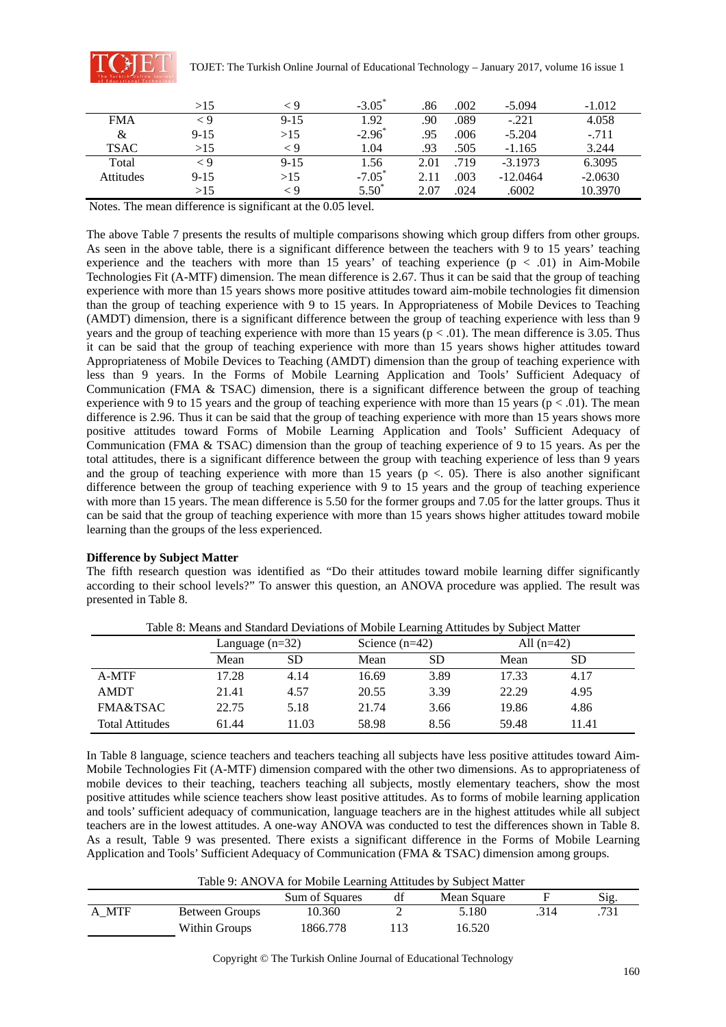| | | | | | | | |
|---|---|---|---|---|---|---|---|
| | >15 | < 9 | -3.05* | .86 | .002 | -5.094 | -1.012 |
| FMA | < 9 | 9-15 | 1.92 | .90 | .089 | -.221 | 4.058 |
| & | 9-15 | >15 | -2.96* | .95 | .006 | -5.204 | -.711 |
| TSAC | >15 | < 9 | 1.04 | .93 | .505 | -1.165 | 3.244 |
| Total | < 9 | 9-15 | 1.56 | 2.01 | .719 | -3.1973 | 6.3095 |
| Attitudes | 9-15 | >15 | -7.05* | 2.11 | .003 | -12.0464 | -2.0630 |
| | >15 | < 9 | 5.50* | 2.07 | .024 | .6002 | 10.3970 |

Notes. The mean difference is significant at the 0.05 level.

The above Table 7 presents the results of multiple comparisons showing which group differs from other groups. As seen in the above table, there is a significant difference between the teachers with 9 to 15 years' teaching experience and the teachers with more than 15 years' of teaching experience ($p < .01$) in Aim-Mobile Technologies Fit (A-MTF) dimension. The mean difference is 2.67. Thus it can be said that the group of teaching experience with more than 15 years shows more positive attitudes toward aim-mobile technologies fit dimension than the group of teaching experience with 9 to 15 years. In Appropriateness of Mobile Devices to Teaching (AMDT) dimension, there is a significant difference between the group of teaching experience with less than 9 years and the group of teaching experience with more than 15 years ($p < .01$). The mean difference is 3.05. Thus it can be said that the group of teaching experience with more than 15 years shows higher attitudes toward Appropriateness of Mobile Devices to Teaching (AMDT) dimension than the group of teaching experience with less than 9 years. In the Forms of Mobile Learning Application and Tools' Sufficient Adequacy of Communication (FMA & TSAC) dimension, there is a significant difference between the group of teaching experience with 9 to 15 years and the group of teaching experience with more than 15 years ($p < .01$). The mean difference is 2.96. Thus it can be said that the group of teaching experience with more than 15 years shows more positive attitudes toward Forms of Mobile Learning Application and Tools' Sufficient Adequacy of Communication (FMA & TSAC) dimension than the group of teaching experience of 9 to 15 years. As per the total attitudes, there is a significant difference between the group with teaching experience of less than 9 years and the group of teaching experience with more than 15 years ($p <. 05$). There is also another significant difference between the group of teaching experience with 9 to 15 years and the group of teaching experience with more than 15 years. The mean difference is 5.50 for the former groups and 7.05 for the latter groups. Thus it can be said that the group of teaching experience with more than 15 years shows higher attitudes toward mobile learning than the groups of the less experienced.

**Difference by Subject Matter**

The fifth research question was identified as "Do their attitudes toward mobile learning differ significantly according to their school levels?" To answer this question, an ANOVA procedure was applied. The result was presented in Table 8.

Table 8: Means and Standard Deviations of Mobile Learning Attitudes by Subject Matter

| | Language (n=32) | | Science (n=42) | | All (n=42) | |
|---|---|---|---|---|---|---|
| | Mean | SD | Mean | SD | Mean | SD |
| A-MTF | 17.28 | 4.14 | 16.69 | 3.89 | 17.33 | 4.17 |
| AMDT | 21.41 | 4.57 | 20.55 | 3.39 | 22.29 | 4.95 |
| FMA&TSAC | 22.75 | 5.18 | 21.74 | 3.66 | 19.86 | 4.86 |
| Total Attitudes | 61.44 | 11.03 | 58.98 | 8.56 | 59.48 | 11.41 |

In Table 8 language, science teachers and teachers teaching all subjects have less positive attitudes toward Aim-Mobile Technologies Fit (A-MTF) dimension compared with the other two dimensions. As to appropriateness of mobile devices to their teaching, teachers teaching all subjects, mostly elementary teachers, show the most positive attitudes while science teachers show least positive attitudes. As to forms of mobile learning application and tools' sufficient adequacy of communication, language teachers are in the highest attitudes while all subject teachers are in the lowest attitudes. A one-way ANOVA was conducted to test the differences shown in Table 8. As a result, Table 9 was presented. There exists a significant difference in the Forms of Mobile Learning Application and Tools' Sufficient Adequacy of Communication (FMA & TSAC) dimension among groups.

Table 9: ANOVA for Mobile Learning Attitudes by Subject Matter

| | | Sum of Squares | df | Mean Square | F | Sig. |
|---|---|---|---|---|---|---|
| A_MTF | Between Groups | 10.360 | 2 | 5.180 | .314 | .731 |
| | Within Groups | 1866.778 | 113 | 16.520 | | |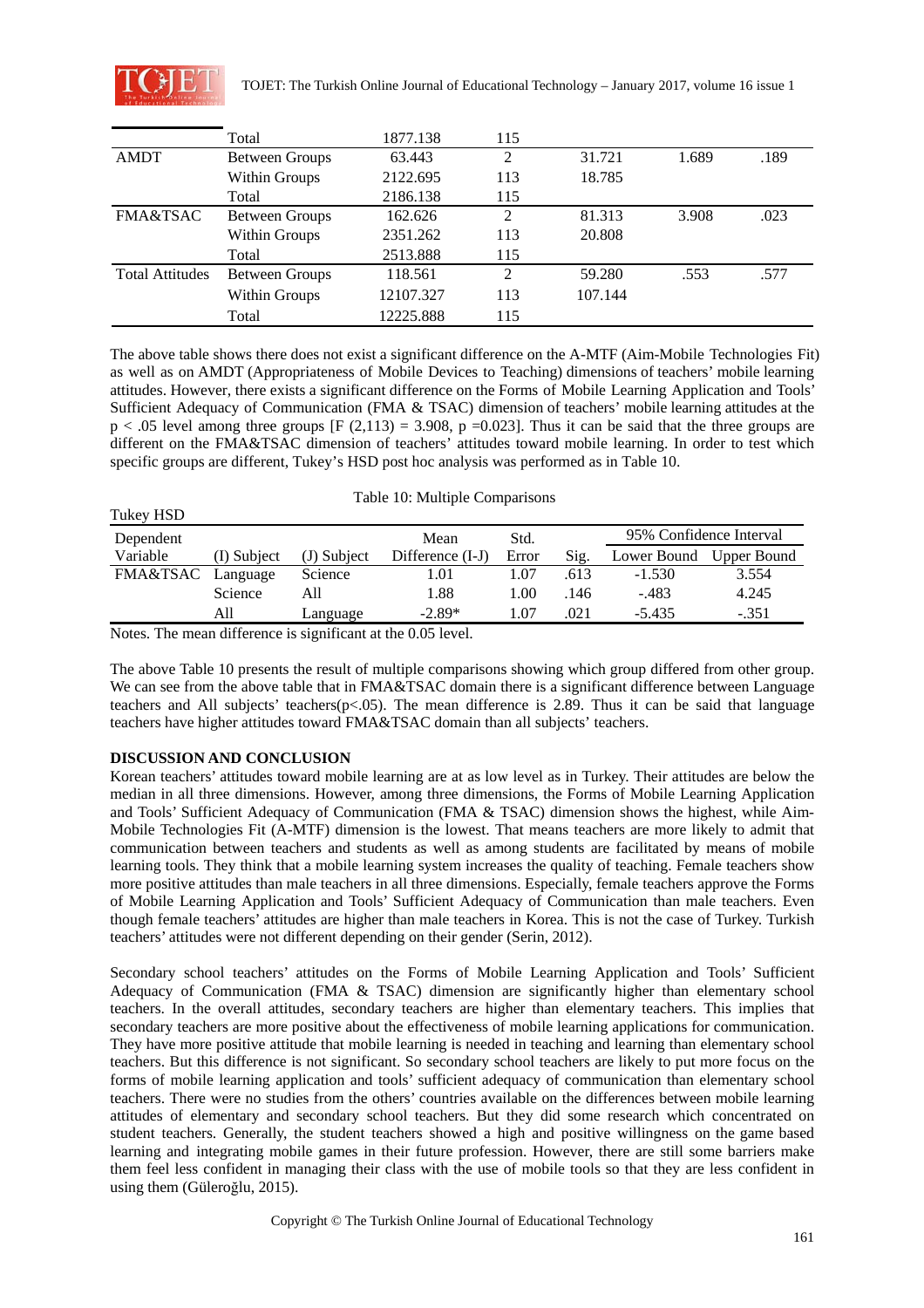| | | | | | | |
|---|---|---|---|---|---|---|
| | Total | 1877.138 | 115 | | | |
| AMDT | Between Groups | 63.443 | 2 | 31.721 | 1.689 | .189 |
| | Within Groups | 2122.695 | 113 | 18.785 | | |
| | Total | 2186.138 | 115 | | | |
| FMA&TSAC | Between Groups | 162.626 | 2 | 81.313 | 3.908 | .023 |
| | Within Groups | 2351.262 | 113 | 20.808 | | |
| | Total | 2513.888 | 115 | | | |
| Total Attitudes | Between Groups | 118.561 | 2 | 59.280 | .553 | .577 |
| | Within Groups | 12107.327 | 113 | 107.144 | | |
| | Total | 12225.888 | 115 | | | |

The above table shows there does not exist a significant difference on the A-MTF (Aim-Mobile Technologies Fit) as well as on AMDT (Appropriateness of Mobile Devices to Teaching) dimensions of teachers' mobile learning attitudes. However, there exists a significant difference on the Forms of Mobile Learning Application and Tools' Sufficient Adequacy of Communication (FMA & TSAC) dimension of teachers' mobile learning attitudes at the $p < .05$ level among three groups [F (2,113) = 3.908, p =0.023]. Thus it can be said that the three groups are different on the FMA&TSAC dimension of teachers' attitudes toward mobile learning. In order to test which specific groups are different, Tukey's HSD post hoc analysis was performed as in Table 10.

Table 10: Multiple Comparisons

Tukey HSD

| Dependent Variable | (I) Subject | (J) Subject | Mean Difference (I-J) | Std. Error | Sig. | 95% Confidence Interval Lower Bound | 95% Confidence Interval Upper Bound |
|---|---|---|---|---|---|---|---|
| FMA&TSAC | Language | Science | 1.01 | 1.07 | .613 | -1.530 | 3.554 |
| | Science | All | 1.88 | 1.00 | .146 | -.483 | 4.245 |
| | All | Language | -2.89* | 1.07 | .021 | -5.435 | -.351 |

Notes. The mean difference is significant at the 0.05 level.

The above Table 10 presents the result of multiple comparisons showing which group differed from other group. We can see from the above table that in FMA&TSAC domain there is a significant difference between Language teachers and All subjects' teachers($p<.05$). The mean difference is 2.89. Thus it can be said that language teachers have higher attitudes toward FMA&TSAC domain than all subjects' teachers.

**DISCUSSION AND CONCLUSION**

Korean teachers' attitudes toward mobile learning are at as low level as in Turkey. Their attitudes are below the median in all three dimensions. However, among three dimensions, the Forms of Mobile Learning Application and Tools' Sufficient Adequacy of Communication (FMA & TSAC) dimension shows the highest, while Aim-Mobile Technologies Fit (A-MTF) dimension is the lowest. That means teachers are more likely to admit that communication between teachers and students as well as among students are facilitated by means of mobile learning tools. They think that a mobile learning system increases the quality of teaching. Female teachers show more positive attitudes than male teachers in all three dimensions. Especially, female teachers approve the Forms of Mobile Learning Application and Tools' Sufficient Adequacy of Communication than male teachers. Even though female teachers' attitudes are higher than male teachers in Korea. This is not the case of Turkey. Turkish teachers' attitudes were not different depending on their gender (Serin, 2012).

Secondary school teachers' attitudes on the Forms of Mobile Learning Application and Tools' Sufficient Adequacy of Communication (FMA & TSAC) dimension are significantly higher than elementary school teachers. In the overall attitudes, secondary teachers are higher than elementary teachers. This implies that secondary teachers are more positive about the effectiveness of mobile learning applications for communication. They have more positive attitude that mobile learning is needed in teaching and learning than elementary school teachers. But this difference is not significant. So secondary school teachers are likely to put more focus on the forms of mobile learning application and tools' sufficient adequacy of communication than elementary school teachers. There were no studies from the others' countries available on the differences between mobile learning attitudes of elementary and secondary school teachers. But they did some research which concentrated on student teachers. Generally, the student teachers showed a high and positive willingness on the game based learning and integrating mobile games in their future profession. However, there are still some barriers make them feel less confident in managing their class with the use of mobile tools so that they are less confident in using them (Güleroğlu, 2015).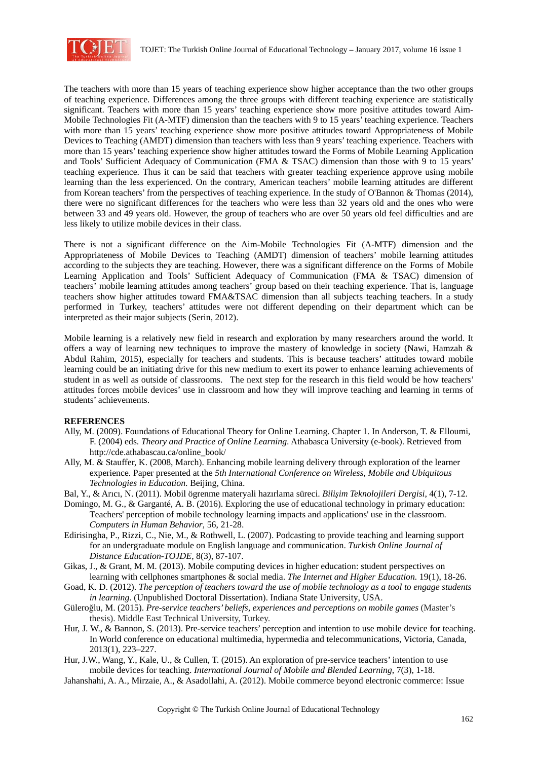The teachers with more than 15 years of teaching experience show higher acceptance than the two other groups of teaching experience. Differences among the three groups with different teaching experience are statistically significant. Teachers with more than 15 years' teaching experience show more positive attitudes toward Aim-Mobile Technologies Fit (A-MTF) dimension than the teachers with 9 to 15 years' teaching experience. Teachers with more than 15 years' teaching experience show more positive attitudes toward Appropriateness of Mobile Devices to Teaching (AMDT) dimension than teachers with less than 9 years' teaching experience. Teachers with more than 15 years' teaching experience show higher attitudes toward the Forms of Mobile Learning Application and Tools' Sufficient Adequacy of Communication (FMA & TSAC) dimension than those with 9 to 15 years' teaching experience. Thus it can be said that teachers with greater teaching experience approve using mobile learning than the less experienced. On the contrary, American teachers' mobile learning attitudes are different from Korean teachers' from the perspectives of teaching experience. In the study of O'Bannon & Thomas (2014), there were no significant differences for the teachers who were less than 32 years old and the ones who were between 33 and 49 years old. However, the group of teachers who are over 50 years old feel difficulties and are less likely to utilize mobile devices in their class.

There is not a significant difference on the Aim-Mobile Technologies Fit (A-MTF) dimension and the Appropriateness of Mobile Devices to Teaching (AMDT) dimension of teachers' mobile learning attitudes according to the subjects they are teaching. However, there was a significant difference on the Forms of Mobile Learning Application and Tools' Sufficient Adequacy of Communication (FMA & TSAC) dimension of teachers' mobile learning attitudes among teachers' group based on their teaching experience. That is, language teachers show higher attitudes toward FMA&TSAC dimension than all subjects teaching teachers. In a study performed in Turkey, teachers' attitudes were not different depending on their department which can be interpreted as their major subjects (Serin, 2012).

Mobile learning is a relatively new field in research and exploration by many researchers around the world. It offers a way of learning new techniques to improve the mastery of knowledge in society (Nawi, Hamzah & Abdul Rahim, 2015), especially for teachers and students. This is because teachers' attitudes toward mobile learning could be an initiating drive for this new medium to exert its power to enhance learning achievements of student in as well as outside of classrooms. The next step for the research in this field would be how teachers' attitudes forces mobile devices' use in classroom and how they will improve teaching and learning in terms of students' achievements.

**REFERENCES**

Ally, M. (2009). Foundations of Educational Theory for Online Learning. Chapter 1. In Anderson, T. & Elloumi, F. (2004) eds. *Theory and Practice of Online Learning*. Athabasca University (e-book). Retrieved from http://cde.athabascau.ca/online_book/

Ally, M. & Stauffer, K. (2008, March). Enhancing mobile learning delivery through exploration of the learner experience. Paper presented at the *5th International Conference on Wireless, Mobile and Ubiquitous Technologies in Education*. Beijing, China.

Bal, Y., & Arıcı, N. (2011). Mobil ögrenme materyali hazırlama süreci. *Bilişim Teknolojileri Dergisi*, 4(1), 7-12.

Domingo, M. G., & Garganté, A. B. (2016). Exploring the use of educational technology in primary education: Teachers' perception of mobile technology learning impacts and applications' use in the classroom. *Computers in Human Behavior*, 56, 21-28.

Edirisingha, P., Rizzi, C., Nie, M., & Rothwell, L. (2007). Podcasting to provide teaching and learning support for an undergraduate module on English language and communication. *Turkish Online Journal of Distance Education-TOJDE*, 8(3), 87-107.

Gikas, J., & Grant, M. M. (2013). Mobile computing devices in higher education: student perspectives on learning with cellphones smartphones & social media. *The Internet and Higher Education.* 19(1), 18-26.

Goad, K. D. (2012). *The perception of teachers toward the use of mobile technology as a tool to engage students in learning*. (Unpublished Doctoral Dissertation). Indiana State University, USA.

Güleroğlu, M. (2015). *Pre-service teachers' beliefs, experiences and perceptions on mobile games* (Master's thesis). Middle East Technical University, Turkey.

Hur, J. W., & Bannon, S. (2013). Pre-service teachers' perception and intention to use mobile device for teaching. In World conference on educational multimedia, hypermedia and telecommunications, Victoria, Canada, 2013(1), 223–227.

Hur, J.W., Wang, Y., Kale, U., & Cullen, T. (2015). An exploration of pre-service teachers' intention to use mobile devices for teaching. *International Journal of Mobile and Blended Learning*, 7(3), 1-18.

Jahanshahi, A. A., Mirzaie, A., & Asadollahi, A. (2012). Mobile commerce beyond electronic commerce: Issue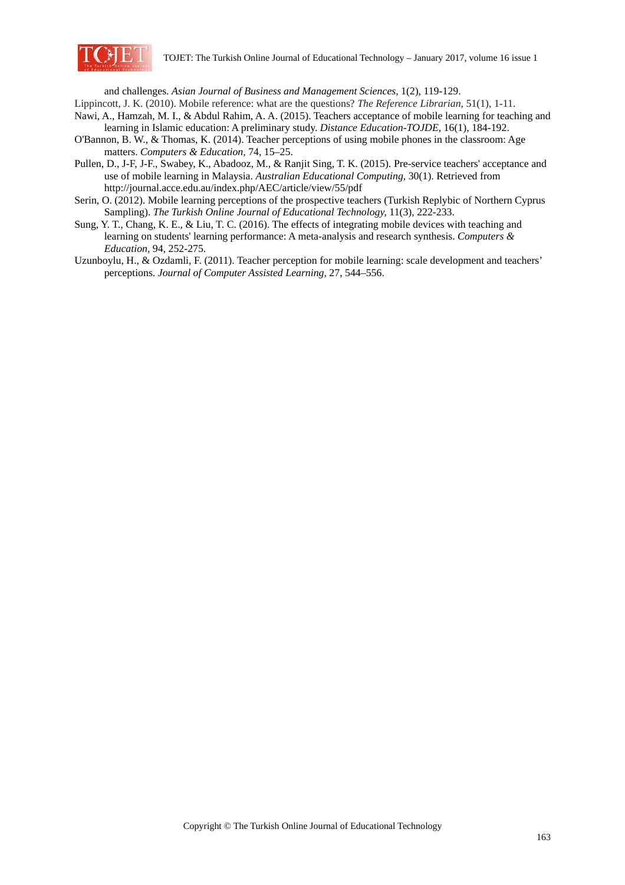and challenges. *Asian Journal of Business and Management Sciences,* 1(2), 119-129.

Lippincott, J. K. (2010). Mobile reference: what are the questions? *The Reference Librarian,* 51(1), 1-11.

Nawi, A., Hamzah, M. I., & Abdul Rahim, A. A. (2015). Teachers acceptance of mobile learning for teaching and learning in Islamic education: A preliminary study. *Distance Education-TOJDE,* 16(1), 184-192.

O'Bannon, B. W., & Thomas, K. (2014). Teacher perceptions of using mobile phones in the classroom: Age matters. *Computers & Education,* 74, 15–25.

Pullen, D., J-F, J-F., Swabey, K., Abadooz, M., & Ranjit Sing, T. K. (2015). Pre-service teachers' acceptance and use of mobile learning in Malaysia. *Australian Educational Computing,* 30(1). Retrieved from http://journal.acce.edu.au/index.php/AEC/article/view/55/pdf

Serin, O. (2012). Mobile learning perceptions of the prospective teachers (Turkish Replybic of Northern Cyprus Sampling). *The Turkish Online Journal of Educational Technology,* 11(3), 222-233.

Sung, Y. T., Chang, K. E., & Liu, T. C. (2016). The effects of integrating mobile devices with teaching and learning on students' learning performance: A meta-analysis and research synthesis. *Computers & Education,* 94, 252-275.

Uzunboylu, H., & Ozdamli, F. (2011). Teacher perception for mobile learning: scale development and teachers' perceptions. *Journal of Computer Assisted Learning,* 27, 544–556.